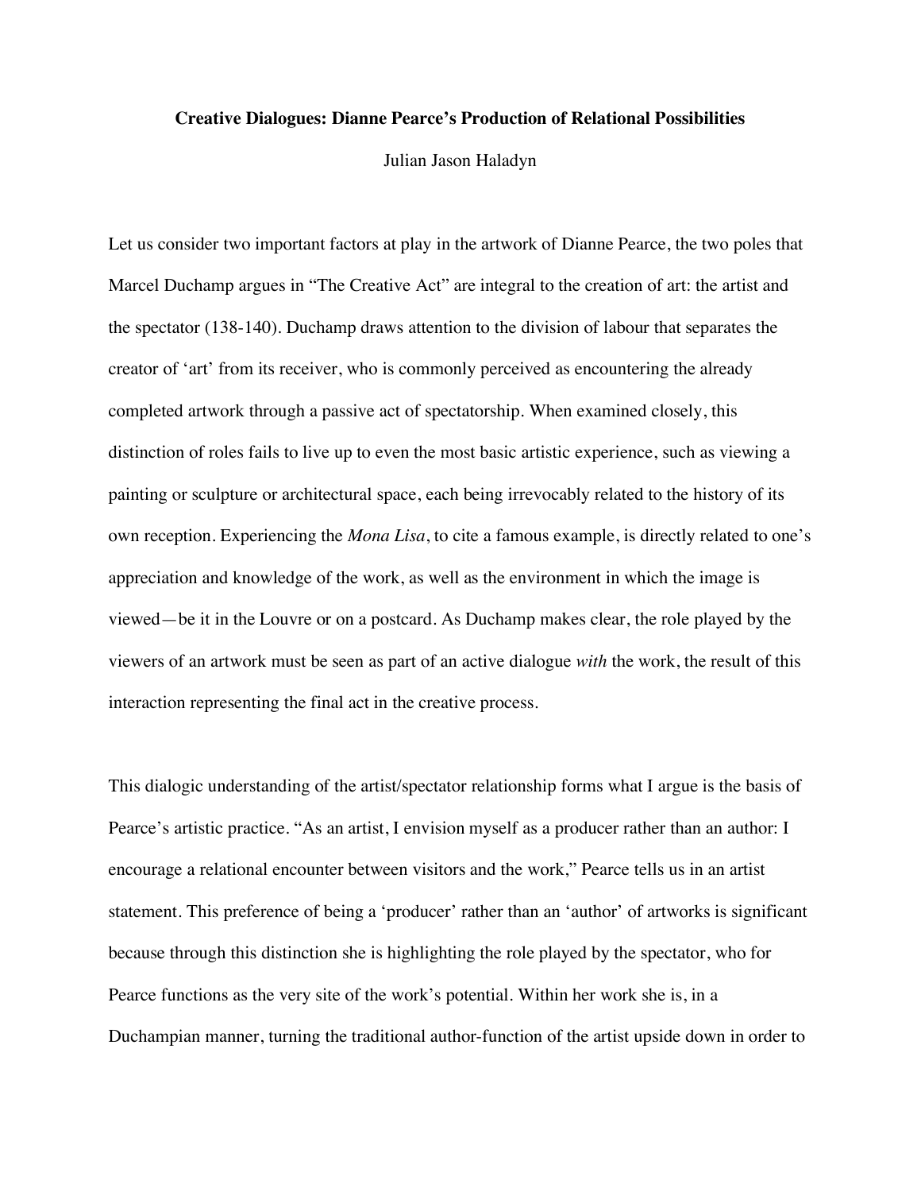# Creative Dialogues: Dianne Pearce's Production of Relational Possibilities

Julian Jason Haladyn

Let us consider two important factors at play in the artwork of Dianne Pearce, the two poles that Marcel Duchamp argues in "The Creative Act" are integral to the creation of art: the artist and the spectator (138-140). Duchamp draws attention to the division of labour that separates the creator of 'art' from its receiver, who is commonly perceived as encountering the already completed artwork through a passive act of spectatorship. When examined closely, this distinction of roles fails to live up to even the most basic artistic experience, such as viewing a painting or sculpture or architectural space, each being irrevocably related to the history of its own reception. Experiencing the *Mona Lisa*, to cite a famous example, is directly related to one's appreciation and knowledge of the work, as well as the environment in which the image is viewed—be it in the Louvre or on a postcard. As Duchamp makes clear, the role played by the viewers of an artwork must be seen as part of an active dialogue *with* the work, the result of this interaction representing the final act in the creative process.

This dialogic understanding of the artist/spectator relationship forms what I argue is the basis of Pearce's artistic practice. "As an artist, I envision myself as a producer rather than an author: I encourage a relational encounter between visitors and the work," Pearce tells us in an artist statement. This preference of being a 'producer' rather than an 'author' of artworks is significant because through this distinction she is highlighting the role played by the spectator, who for Pearce functions as the very site of the work's potential. Within her work she is, in a Duchampian manner, turning the traditional author-function of the artist upside down in order to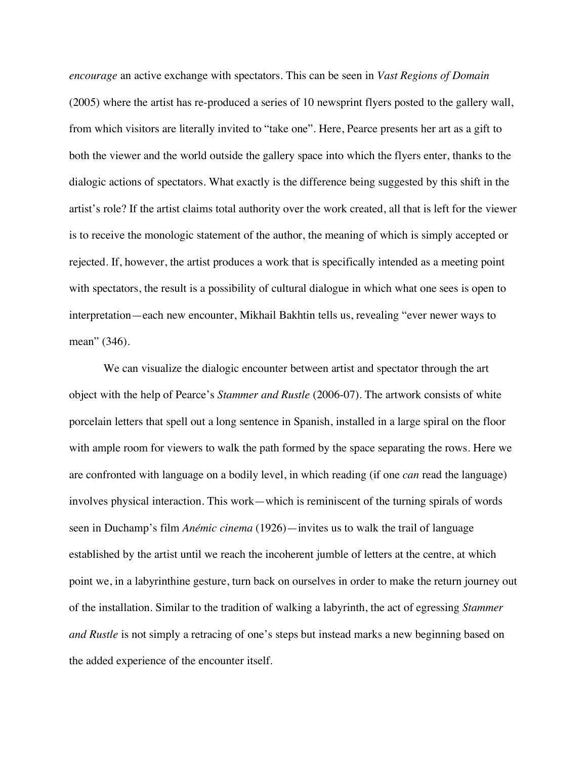*encourage* an active exchange with spectators. This can be seen in *Vast Regions of Domain* (2005) where the artist has re-produced a series of 10 newsprint flyers posted to the gallery wall, from which visitors are literally invited to "take one". Here, Pearce presents her art as a gift to both the viewer and the world outside the gallery space into which the flyers enter, thanks to the dialogic actions of spectators. What exactly is the difference being suggested by this shift in the artist's role? If the artist claims total authority over the work created, all that is left for the viewer is to receive the monologic statement of the author, the meaning of which is simply accepted or rejected. If, however, the artist produces a work that is specifically intended as a meeting point with spectators, the result is a possibility of cultural dialogue in which what one sees is open to interpretation—each new encounter, Mikhail Bakhtin tells us, revealing "ever newer ways to mean" (346).

We can visualize the dialogic encounter between artist and spectator through the art object with the help of Pearce's *Stammer and Rustle* (2006-07). The artwork consists of white porcelain letters that spell out a long sentence in Spanish, installed in a large spiral on the floor with ample room for viewers to walk the path formed by the space separating the rows. Here we are confronted with language on a bodily level, in which reading (if one *can* read the language) involves physical interaction. This work—which is reminiscent of the turning spirals of words seen in Duchamp's film *Anémic cinema* (1926)—invites us to walk the trail of language established by the artist until we reach the incoherent jumble of letters at the centre, at which point we, in a labyrinthine gesture, turn back on ourselves in order to make the return journey out of the installation. Similar to the tradition of walking a labyrinth, the act of egressing *Stammer and Rustle* is not simply a retracing of one's steps but instead marks a new beginning based on the added experience of the encounter itself.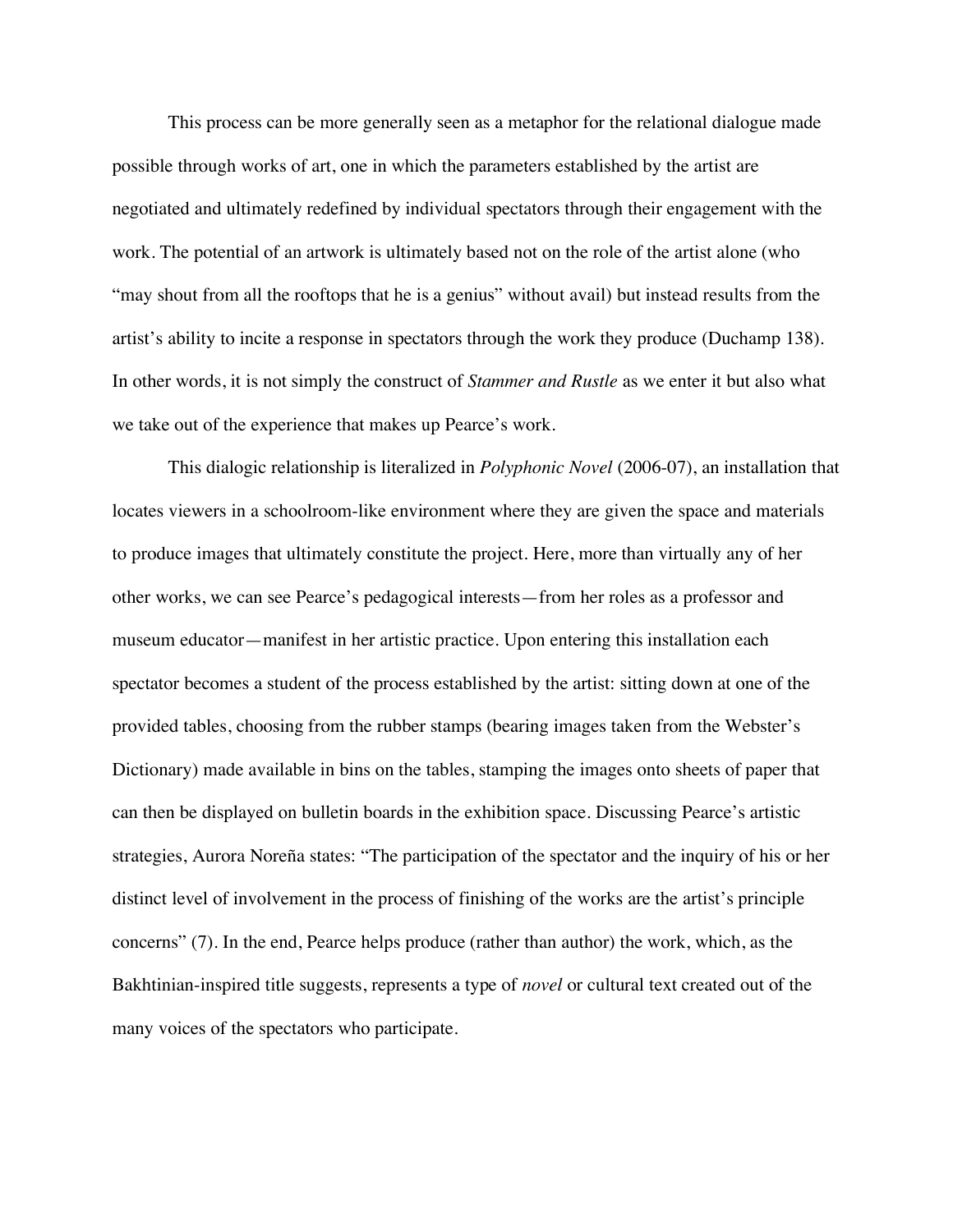This process can be more generally seen as a metaphor for the relational dialogue made possible through works of art, one in which the parameters established by the artist are negotiated and ultimately redefined by individual spectators through their engagement with the work. The potential of an artwork is ultimately based not on the role of the artist alone (who "may shout from all the rooftops that he is a genius" without avail) but instead results from the artist's ability to incite a response in spectators through the work they produce (Duchamp 138). In other words, it is not simply the construct of *Stammer and Rustle* as we enter it but also what we take out of the experience that makes up Pearce's work.

This dialogic relationship is literalized in *Polyphonic Novel* (2006-07), an installation that locates viewers in a schoolroom-like environment where they are given the space and materials to produce images that ultimately constitute the project. Here, more than virtually any of her other works, we can see Pearce's pedagogical interests—from her roles as a professor and museum educator—manifest in her artistic practice. Upon entering this installation each spectator becomes a student of the process established by the artist: sitting down at one of the provided tables, choosing from the rubber stamps (bearing images taken from the Webster's Dictionary) made available in bins on the tables, stamping the images onto sheets of paper that can then be displayed on bulletin boards in the exhibition space. Discussing Pearce's artistic strategies, Aurora Noreña states: "The participation of the spectator and the inquiry of his or her distinct level of involvement in the process of finishing of the works are the artist's principle concerns" (7). In the end, Pearce helps produce (rather than author) the work, which, as the Bakhtinian-inspired title suggests, represents a type of *novel* or cultural text created out of the many voices of the spectators who participate.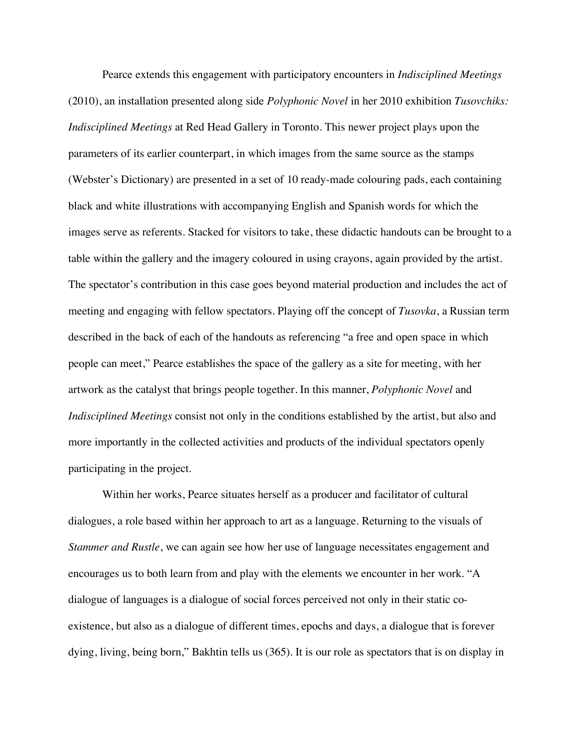Pearce extends this engagement with participatory encounters in *Indisciplined Meetings* (2010), an installation presented along side *Polyphonic Novel* in her 2010 exhibition *Tusovchiks: Indisciplined Meetings* at Red Head Gallery in Toronto. This newer project plays upon the parameters of its earlier counterpart, in which images from the same source as the stamps (Webster's Dictionary) are presented in a set of 10 ready-made colouring pads, each containing black and white illustrations with accompanying English and Spanish words for which the images serve as referents. Stacked for visitors to take, these didactic handouts can be brought to a table within the gallery and the imagery coloured in using crayons, again provided by the artist. The spectator's contribution in this case goes beyond material production and includes the act of meeting and engaging with fellow spectators. Playing off the concept of *Tusovka*, a Russian term described in the back of each of the handouts as referencing "a free and open space in which people can meet," Pearce establishes the space of the gallery as a site for meeting, with her artwork as the catalyst that brings people together. In this manner, *Polyphonic Novel* and *Indisciplined Meetings* consist not only in the conditions established by the artist, but also and more importantly in the collected activities and products of the individual spectators openly participating in the project.

Within her works, Pearce situates herself as a producer and facilitator of cultural dialogues, a role based within her approach to art as a language. Returning to the visuals of *Stammer and Rustle*, we can again see how her use of language necessitates engagement and encourages us to both learn from and play with the elements we encounter in her work. "A dialogue of languages is a dialogue of social forces perceived not only in their static co-existence, but also as a dialogue of different times, epochs and days, a dialogue that is forever dying, living, being born," Bakhtin tells us (365). It is our role as spectators that is on display in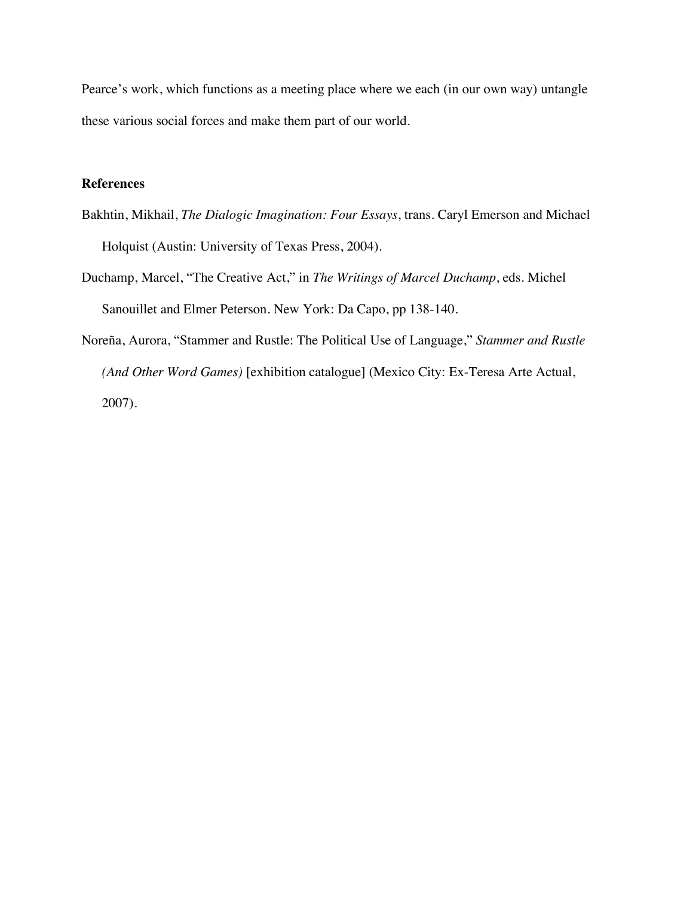Pearce's work, which functions as a meeting place where we each (in our own way) untangle these various social forces and make them part of our world.

**References**

Bakhtin, Mikhail, *The Dialogic Imagination: Four Essays*, trans. Caryl Emerson and Michael Holquist (Austin: University of Texas Press, 2004).

Duchamp, Marcel, "The Creative Act," in *The Writings of Marcel Duchamp*, eds. Michel Sanouillet and Elmer Peterson. New York: Da Capo, pp 138-140.

Noreña, Aurora, "Stammer and Rustle: The Political Use of Language," *Stammer and Rustle (And Other Word Games)* [exhibition catalogue] (Mexico City: Ex-Teresa Arte Actual, 2007).